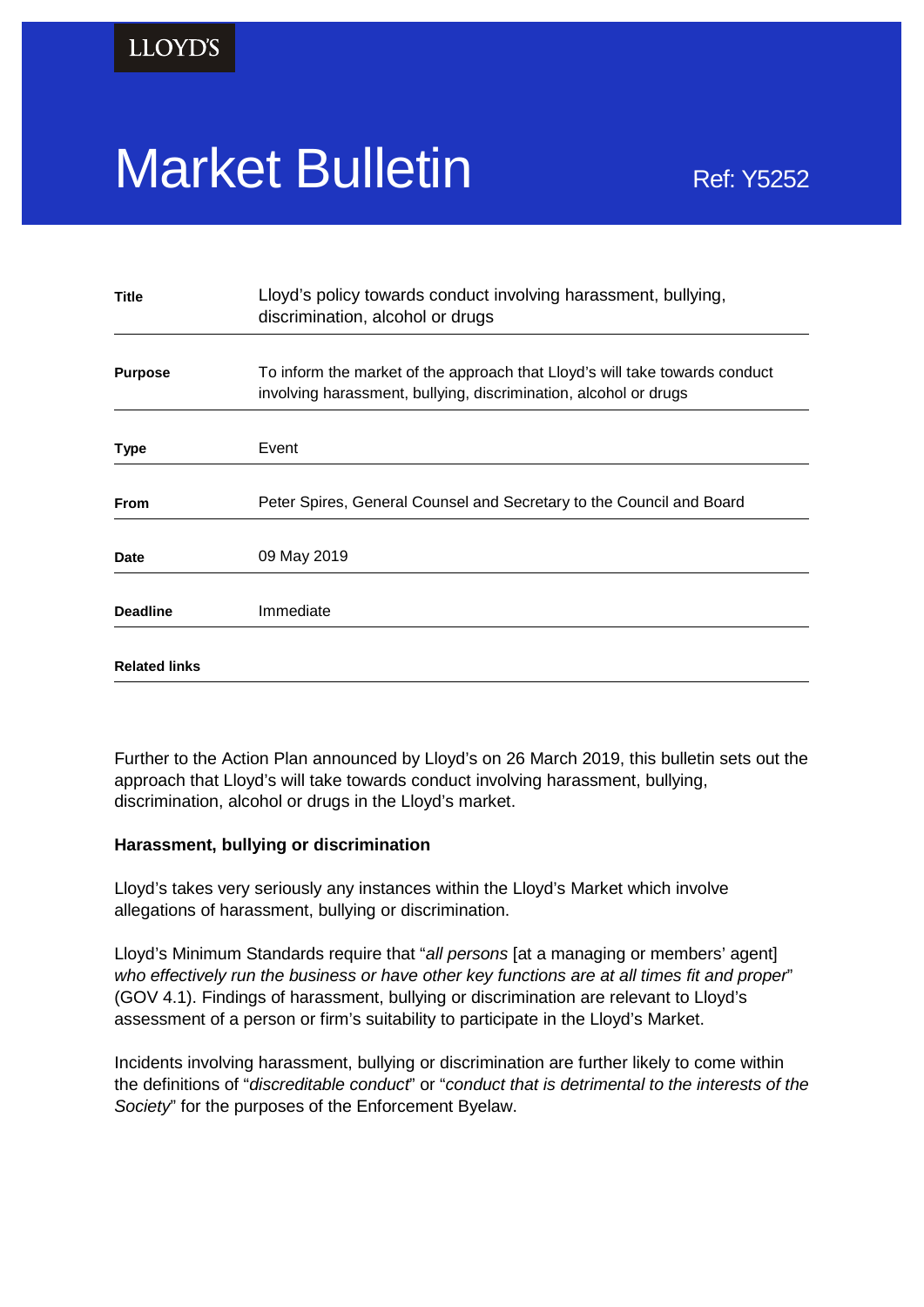LLOYD'S

# Market Bulletin

Ref: Y5252

| | |
|---|---|
| **Title** | Lloyd's policy towards conduct involving harassment, bullying, discrimination, alcohol or drugs |
| **Purpose** | To inform the market of the approach that Lloyd's will take towards conduct involving harassment, bullying, discrimination, alcohol or drugs |
| **Type** | Event |
| **From** | Peter Spires, General Counsel and Secretary to the Council and Board |
| **Date** | 09 May 2019 |
| **Deadline** | Immediate |
| **Related links** | |

Further to the Action Plan announced by Lloyd's on 26 March 2019, this bulletin sets out the approach that Lloyd's will take towards conduct involving harassment, bullying, discrimination, alcohol or drugs in the Lloyd's market.

**Harassment, bullying or discrimination**

Lloyd's takes very seriously any instances within the Lloyd's Market which involve allegations of harassment, bullying or discrimination.

Lloyd's Minimum Standards require that "*all persons* [at a managing or members' agent] *who effectively run the business or have other key functions are at all times fit and proper*" (GOV 4.1). Findings of harassment, bullying or discrimination are relevant to Lloyd's assessment of a person or firm's suitability to participate in the Lloyd's Market.

Incidents involving harassment, bullying or discrimination are further likely to come within the definitions of "*discreditable conduct*" or "*conduct that is detrimental to the interests of the Society*" for the purposes of the Enforcement Byelaw.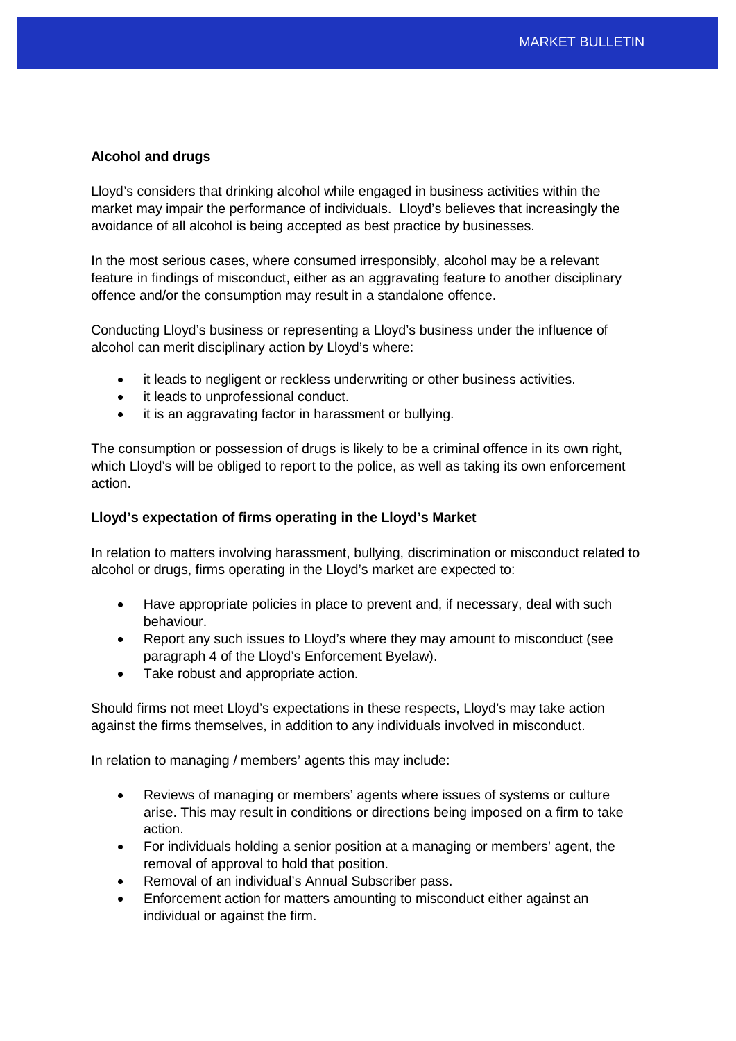**Alcohol and drugs**

Lloyd's considers that drinking alcohol while engaged in business activities within the market may impair the performance of individuals. Lloyd's believes that increasingly the avoidance of all alcohol is being accepted as best practice by businesses.

In the most serious cases, where consumed irresponsibly, alcohol may be a relevant feature in findings of misconduct, either as an aggravating feature to another disciplinary offence and/or the consumption may result in a standalone offence.

Conducting Lloyd's business or representing a Lloyd's business under the influence of alcohol can merit disciplinary action by Lloyd's where:

- it leads to negligent or reckless underwriting or other business activities.
- it leads to unprofessional conduct.
- it is an aggravating factor in harassment or bullying.

The consumption or possession of drugs is likely to be a criminal offence in its own right, which Lloyd's will be obliged to report to the police, as well as taking its own enforcement action.

**Lloyd's expectation of firms operating in the Lloyd's Market**

In relation to matters involving harassment, bullying, discrimination or misconduct related to alcohol or drugs, firms operating in the Lloyd's market are expected to:

- Have appropriate policies in place to prevent and, if necessary, deal with such behaviour.
- Report any such issues to Lloyd's where they may amount to misconduct (see paragraph 4 of the Lloyd's Enforcement Byelaw).
- Take robust and appropriate action.

Should firms not meet Lloyd's expectations in these respects, Lloyd's may take action against the firms themselves, in addition to any individuals involved in misconduct.

In relation to managing / members' agents this may include:

- Reviews of managing or members' agents where issues of systems or culture arise. This may result in conditions or directions being imposed on a firm to take action.
- For individuals holding a senior position at a managing or members' agent, the removal of approval to hold that position.
- Removal of an individual's Annual Subscriber pass.
- Enforcement action for matters amounting to misconduct either against an individual or against the firm.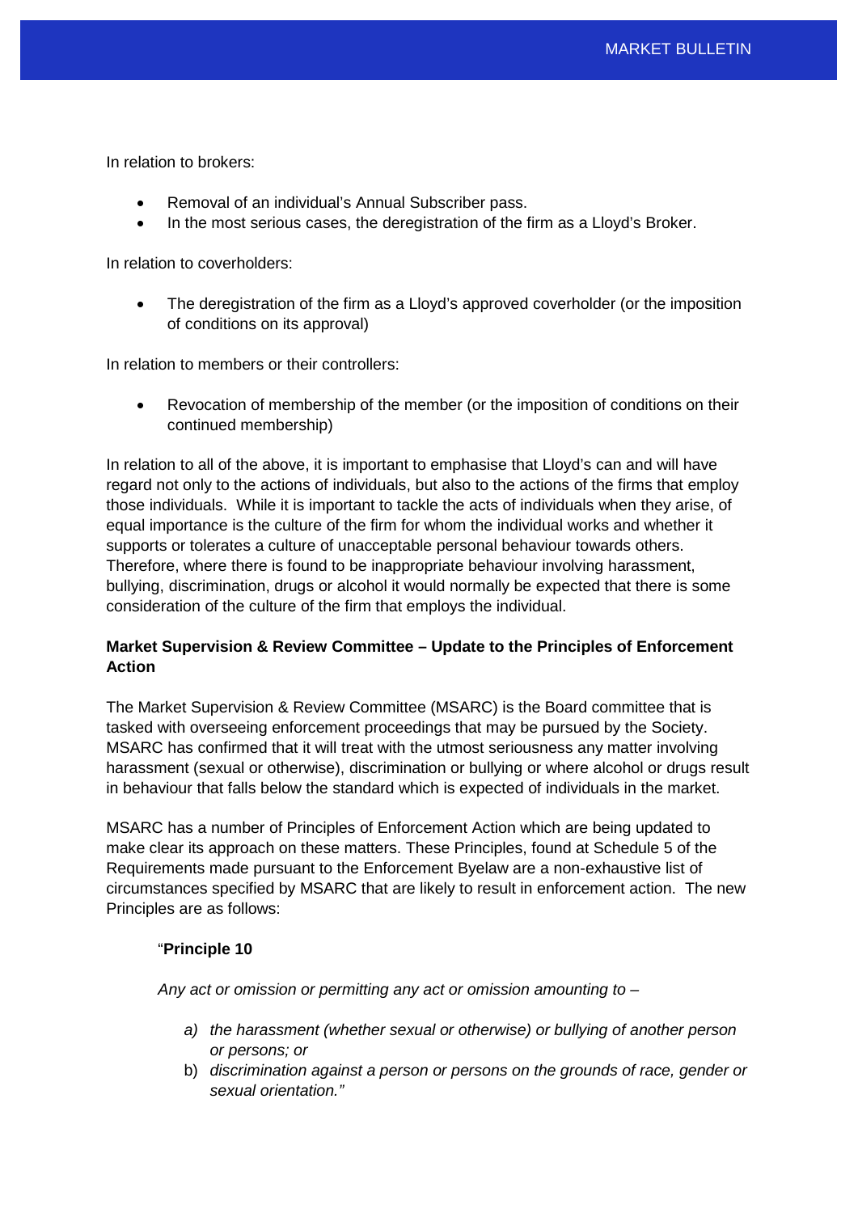In relation to brokers:

- Removal of an individual's Annual Subscriber pass.
- In the most serious cases, the deregistration of the firm as a Lloyd's Broker.

In relation to coverholders:

- The deregistration of the firm as a Lloyd's approved coverholder (or the imposition of conditions on its approval)

In relation to members or their controllers:

- Revocation of membership of the member (or the imposition of conditions on their continued membership)

In relation to all of the above, it is important to emphasise that Lloyd's can and will have regard not only to the actions of individuals, but also to the actions of the firms that employ those individuals. While it is important to tackle the acts of individuals when they arise, of equal importance is the culture of the firm for whom the individual works and whether it supports or tolerates a culture of unacceptable personal behaviour towards others. Therefore, where there is found to be inappropriate behaviour involving harassment, bullying, discrimination, drugs or alcohol it would normally be expected that there is some consideration of the culture of the firm that employs the individual.

**Market Supervision & Review Committee – Update to the Principles of Enforcement Action**

The Market Supervision & Review Committee (MSARC) is the Board committee that is tasked with overseeing enforcement proceedings that may be pursued by the Society. MSARC has confirmed that it will treat with the utmost seriousness any matter involving harassment (sexual or otherwise), discrimination or bullying or where alcohol or drugs result in behaviour that falls below the standard which is expected of individuals in the market.

MSARC has a number of Principles of Enforcement Action which are being updated to make clear its approach on these matters. These Principles, found at Schedule 5 of the Requirements made pursuant to the Enforcement Byelaw are a non-exhaustive list of circumstances specified by MSARC that are likely to result in enforcement action. The new Principles are as follows:

> "**Principle 10**
>
> *Any act or omission or permitting any act or omission amounting to –*
>
> a) *the harassment (whether sexual or otherwise) or bullying of another person or persons; or*
> b) *discrimination against a person or persons on the grounds of race, gender or sexual orientation."*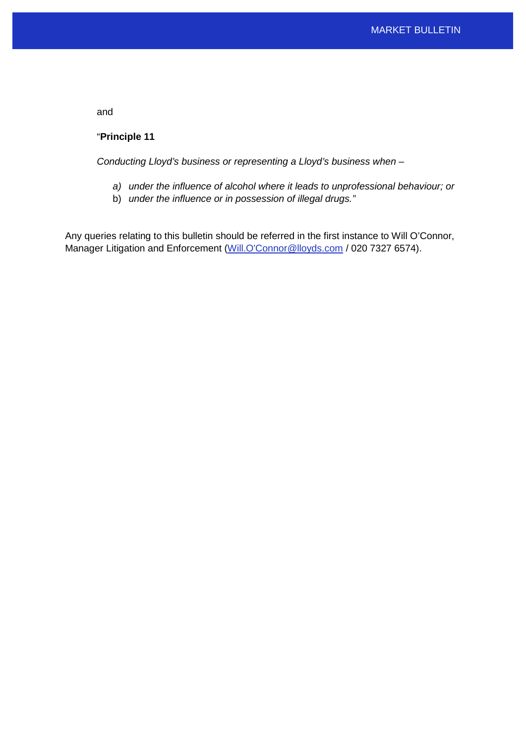and

"**Principle 11**

*Conducting Lloyd's business or representing a Lloyd's business when –*

a) *under the influence of alcohol where it leads to unprofessional behaviour; or*
b) *under the influence or in possession of illegal drugs."*

Any queries relating to this bulletin should be referred in the first instance to Will O'Connor, Manager Litigation and Enforcement (Will.O'Connor@lloyds.com / 020 7327 6574).